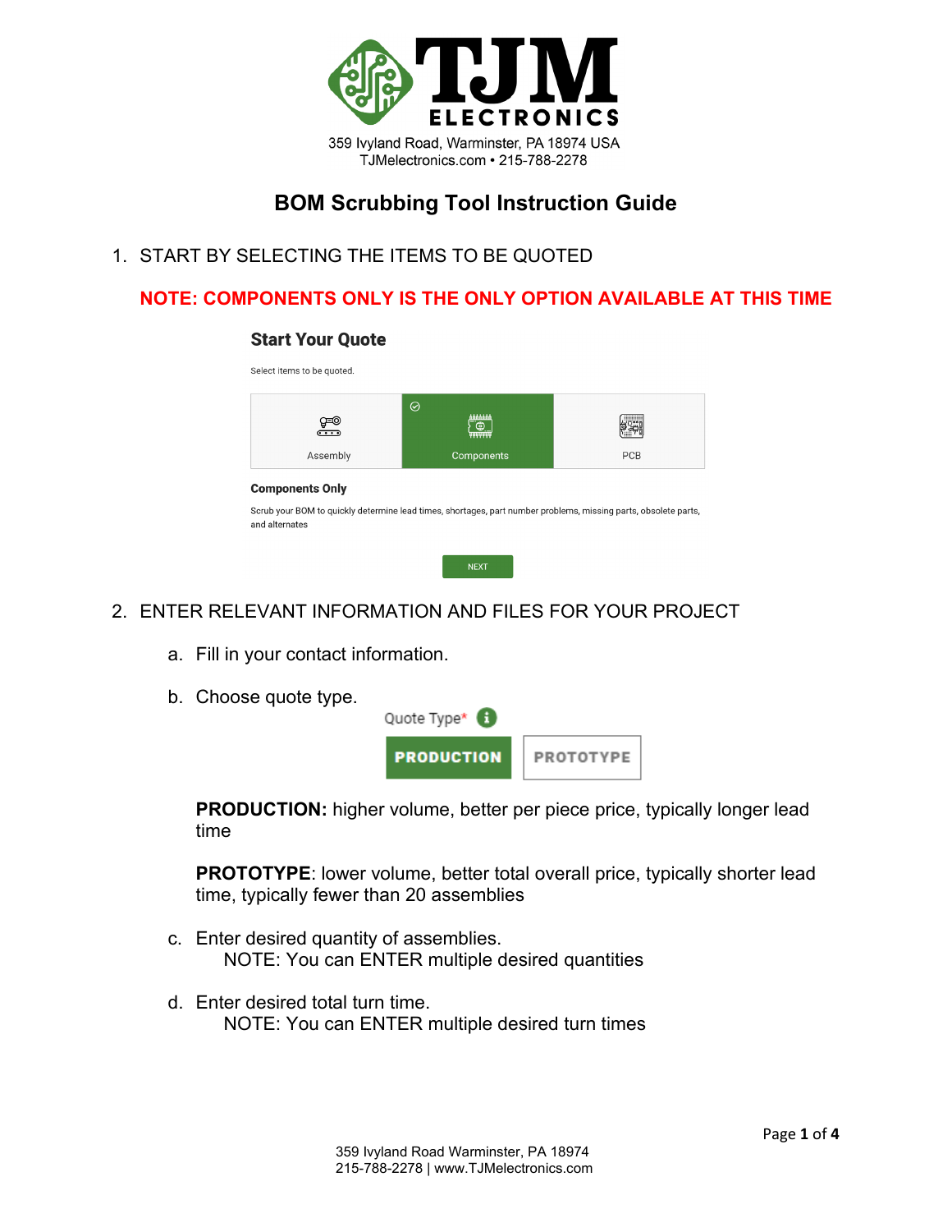# TJM ELECTRONICS

359 Ivyland Road, Warminster, PA 18974 USA
TJMelectronics.com • 215-788-2278

## BOM Scrubbing Tool Instruction Guide

1. START BY SELECTING THE ITEMS TO BE QUOTED

**NOTE: COMPONENTS ONLY IS THE ONLY OPTION AVAILABLE AT THIS TIME**

**Start Your Quote**

Select items to be quoted.

Assembly | Components | PCB

**Components Only**

Scrub your BOM to quickly determine lead times, shortages, part number problems, missing parts, obsolete parts, and alternates

NEXT

2. ENTER RELEVANT INFORMATION AND FILES FOR YOUR PROJECT

   a. Fill in your contact information.

   b. Choose quote type.

      Quote Type*

      PRODUCTION | PROTOTYPE

      **PRODUCTION:** higher volume, better per piece price, typically longer lead time

      **PROTOTYPE**: lower volume, better total overall price, typically shorter lead time, typically fewer than 20 assemblies

   c. Enter desired quantity of assemblies.
      NOTE: You can ENTER multiple desired quantities

   d. Enter desired total turn time.
      NOTE: You can ENTER multiple desired turn times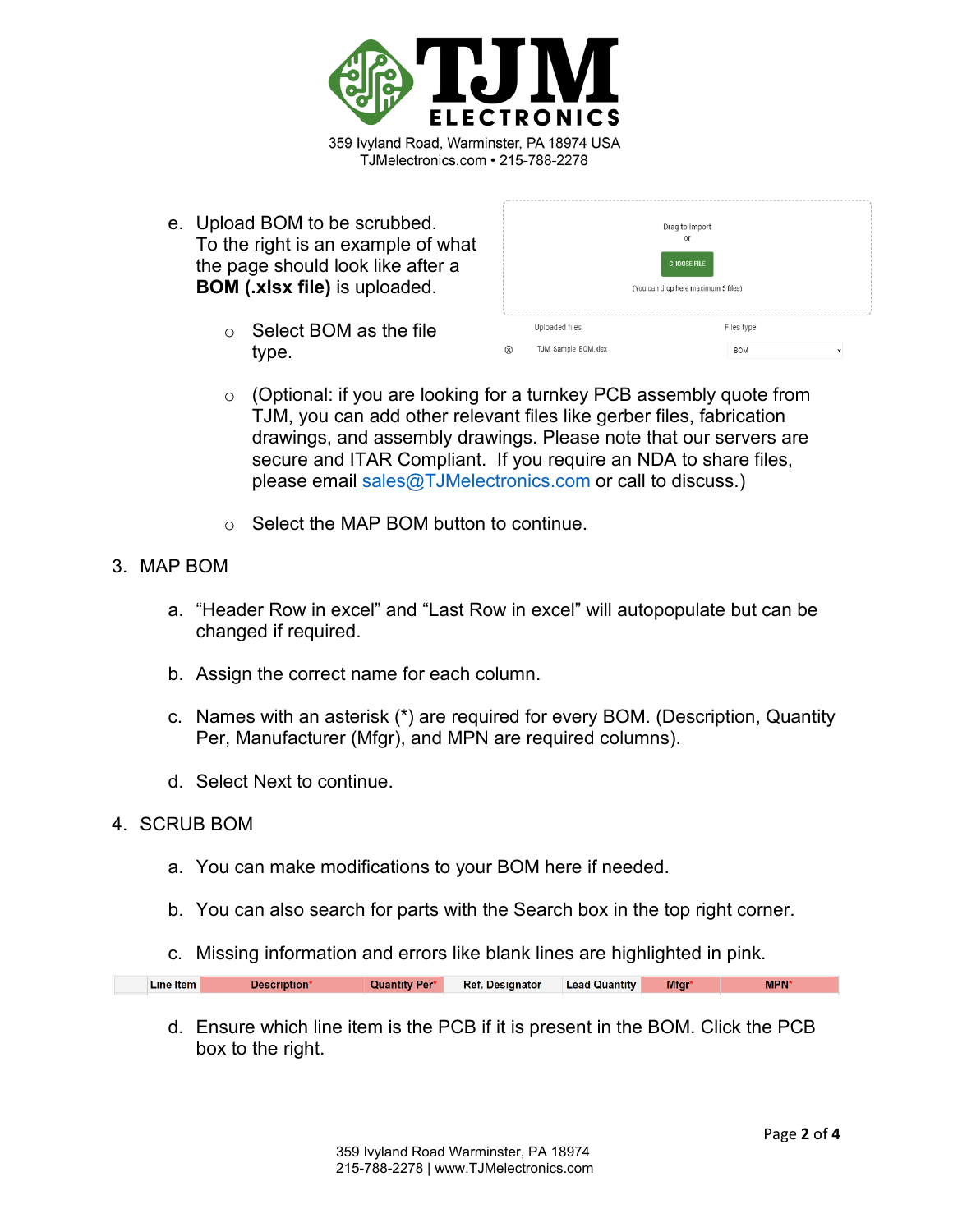e. Upload BOM to be scrubbed. To the right is an example of what the page should look like after a **BOM (.xlsx file)** is uploaded.

Drag to Import
or
CHOOSE FILE
(You can drop here maximum 5 files)

| Uploaded files | Files type |
|---|---|
| TJM_Sample_BOM.xlsx | BOM |

- Select BOM as the file type.
- (Optional: if you are looking for a turnkey PCB assembly quote from TJM, you can add other relevant files like gerber files, fabrication drawings, and assembly drawings. Please note that our servers are secure and ITAR Compliant. If you require an NDA to share files, please email sales@TJMelectronics.com or call to discuss.)
- Select the MAP BOM button to continue.

3. MAP BOM

a. “Header Row in excel” and “Last Row in excel” will autopopulate but can be changed if required.

b. Assign the correct name for each column.

c. Names with an asterisk (*) are required for every BOM. (Description, Quantity Per, Manufacturer (Mfgr), and MPN are required columns).

d. Select Next to continue.

4. SCRUB BOM

a. You can make modifications to your BOM here if needed.

b. You can also search for parts with the Search box in the top right corner.

c. Missing information and errors like blank lines are highlighted in pink.

| | Line Item | Description* | Quantity Per* | Ref. Designator | Lead Quantity | Mfgr* | MPN* |
|---|---|---|---|---|---|---|---|

d. Ensure which line item is the PCB if it is present in the BOM. Click the PCB box to the right.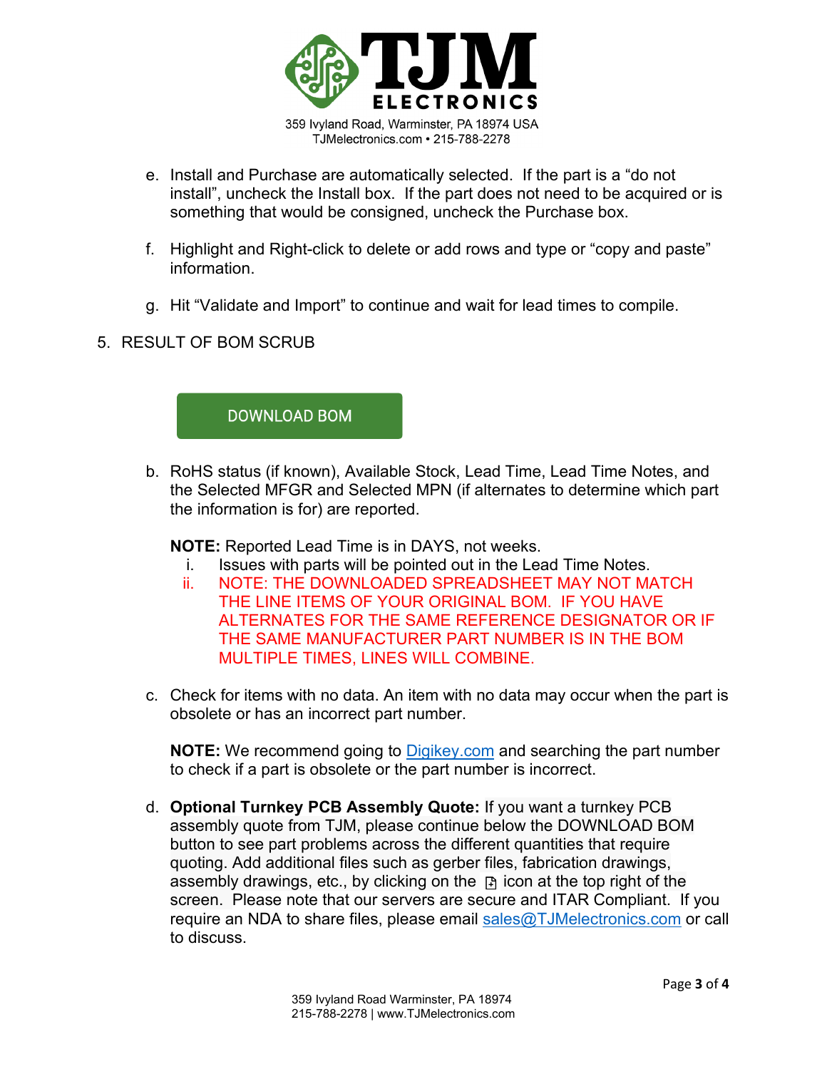e. Install and Purchase are automatically selected. If the part is a "do not install", uncheck the Install box. If the part does not need to be acquired or is something that would be consigned, uncheck the Purchase box.

f. Highlight and Right-click to delete or add rows and type or "copy and paste" information.

g. Hit "Validate and Import" to continue and wait for lead times to compile.

5. RESULT OF BOM SCRUB

DOWNLOAD BOM

b. RoHS status (if known), Available Stock, Lead Time, Lead Time Notes, and the Selected MFGR and Selected MPN (if alternates to determine which part the information is for) are reported.

**NOTE:** Reported Lead Time is in DAYS, not weeks.

i. Issues with parts will be pointed out in the Lead Time Notes.
ii. NOTE: THE DOWNLOADED SPREADSHEET MAY NOT MATCH THE LINE ITEMS OF YOUR ORIGINAL BOM. IF YOU HAVE ALTERNATES FOR THE SAME REFERENCE DESIGNATOR OR IF THE SAME MANUFACTURER PART NUMBER IS IN THE BOM MULTIPLE TIMES, LINES WILL COMBINE.

c. Check for items with no data. An item with no data may occur when the part is obsolete or has an incorrect part number.

**NOTE:** We recommend going to Digikey.com and searching the part number to check if a part is obsolete or the part number is incorrect.

d. **Optional Turnkey PCB Assembly Quote:** If you want a turnkey PCB assembly quote from TJM, please continue below the DOWNLOAD BOM button to see part problems across the different quantities that require quoting. Add additional files such as gerber files, fabrication drawings, assembly drawings, etc., by clicking on the icon at the top right of the screen. Please note that our servers are secure and ITAR Compliant. If you require an NDA to share files, please email sales@TJMelectronics.com or call to discuss.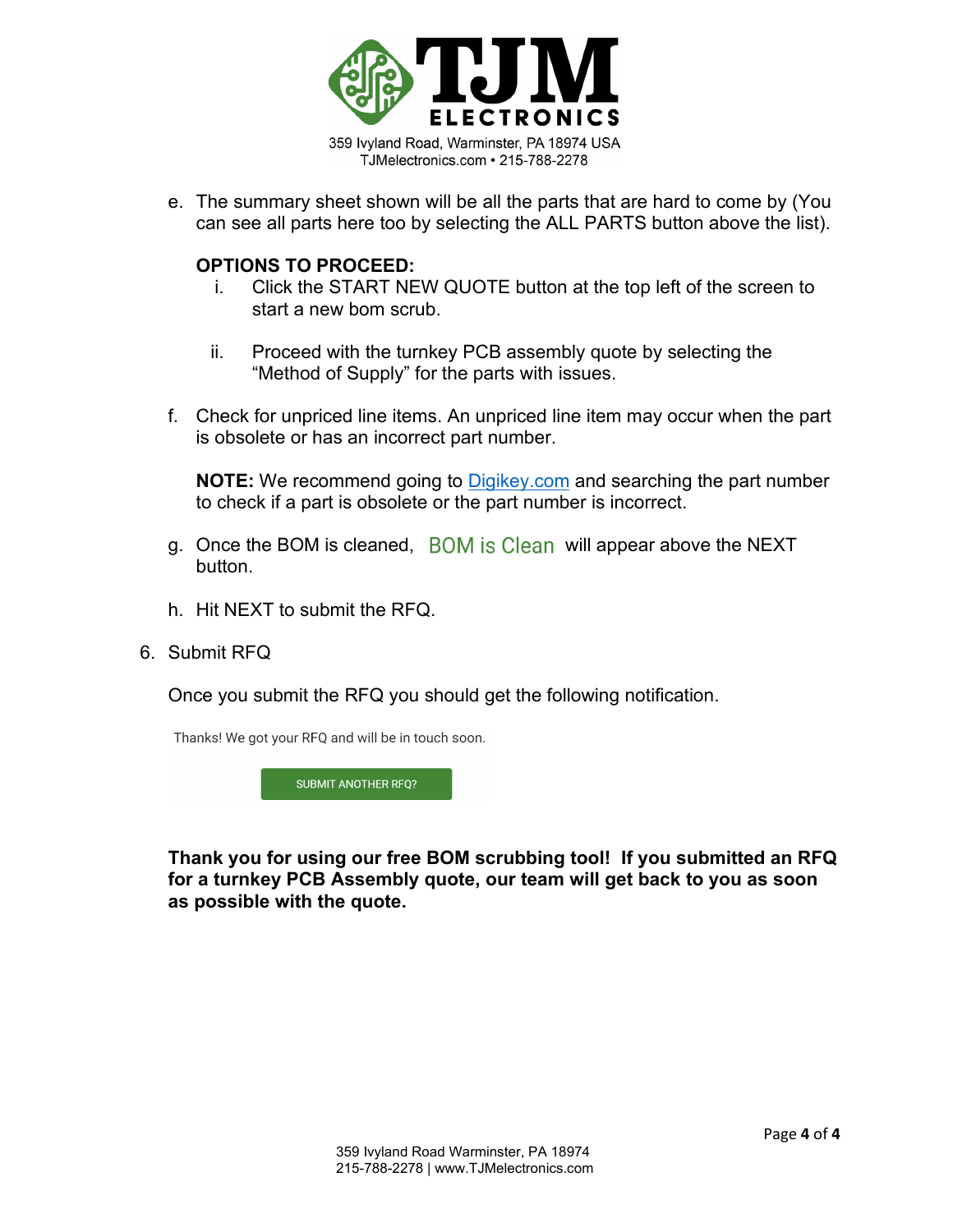e. The summary sheet shown will be all the parts that are hard to come by (You can see all parts here too by selecting the ALL PARTS button above the list).

   **OPTIONS TO PROCEED:**

   i. Click the START NEW QUOTE button at the top left of the screen to start a new bom scrub.

   ii. Proceed with the turnkey PCB assembly quote by selecting the "Method of Supply" for the parts with issues.

f. Check for unpriced line items. An unpriced line item may occur when the part is obsolete or has an incorrect part number.

   **NOTE:** We recommend going to Digikey.com and searching the part number to check if a part is obsolete or the part number is incorrect.

g. Once the BOM is cleaned, BOM is Clean will appear above the NEXT button.

h. Hit NEXT to submit the RFQ.

6. Submit RFQ

   Once you submit the RFQ you should get the following notification.

   Thanks! We got your RFQ and will be in touch soon.

   SUBMIT ANOTHER RFQ?

**Thank you for using our free BOM scrubbing tool! If you submitted an RFQ for a turnkey PCB Assembly quote, our team will get back to you as soon as possible with the quote.**